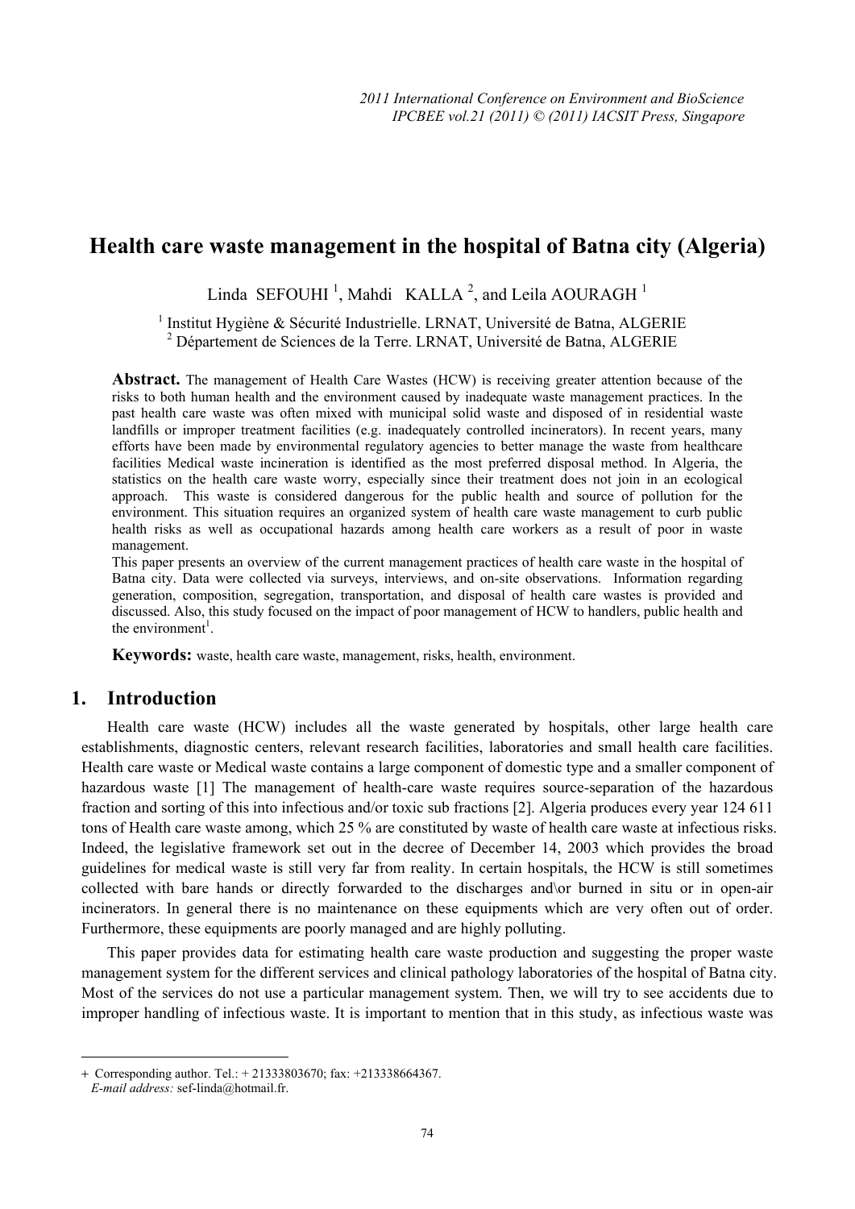# Health care waste management in the hospital of Batna city (Algeria)

Linda SEFOUHI [1], Mahdi KALLA [2], and Leila AOURAGH [1]

[1] Institut Hygiène & Sécurité Industrielle. LRNAT, Université de Batna, ALGERIE
[2] Département de Sciences de la Terre. LRNAT, Université de Batna, ALGERIE

**Abstract.** The management of Health Care Wastes (HCW) is receiving greater attention because of the risks to both human health and the environment caused by inadequate waste management practices. In the past health care waste was often mixed with municipal solid waste and disposed of in residential waste landfills or improper treatment facilities (e.g. inadequately controlled incinerators). In recent years, many efforts have been made by environmental regulatory agencies to better manage the waste from healthcare facilities Medical waste incineration is identified as the most preferred disposal method. In Algeria, the statistics on the health care waste worry, especially since their treatment does not join in an ecological approach. This waste is considered dangerous for the public health and source of pollution for the environment. This situation requires an organized system of health care waste management to curb public health risks as well as occupational hazards among health care workers as a result of poor in waste management.

This paper presents an overview of the current management practices of health care waste in the hospital of Batna city. Data were collected via surveys, interviews, and on-site observations. Information regarding generation, composition, segregation, transportation, and disposal of health care wastes is provided and discussed. Also, this study focused on the impact of poor management of HCW to handlers, public health and the environment[1].

**Keywords:** waste, health care waste, management, risks, health, environment.

## 1. Introduction

Health care waste (HCW) includes all the waste generated by hospitals, other large health care establishments, diagnostic centers, relevant research facilities, laboratories and small health care facilities. Health care waste or Medical waste contains a large component of domestic type and a smaller component of hazardous waste [1] The management of health-care waste requires source-separation of the hazardous fraction and sorting of this into infectious and/or toxic sub fractions [2]. Algeria produces every year 124 611 tons of Health care waste among, which 25 % are constituted by waste of health care waste at infectious risks. Indeed, the legislative framework set out in the decree of December 14, 2003 which provides the broad guidelines for medical waste is still very far from reality. In certain hospitals, the HCW is still sometimes collected with bare hands or directly forwarded to the discharges and\or burned in situ or in open-air incinerators. In general there is no maintenance on these equipments which are very often out of order. Furthermore, these equipments are poorly managed and are highly polluting.

This paper provides data for estimating health care waste production and suggesting the proper waste management system for the different services and clinical pathology laboratories of the hospital of Batna city. Most of the services do not use a particular management system. Then, we will try to see accidents due to improper handling of infectious waste. It is important to mention that in this study, as infectious waste was

---

+ Corresponding author. Tel.: + 21333803670; fax: +213338664367.
*E-mail address:* sef-linda@hotmail.fr.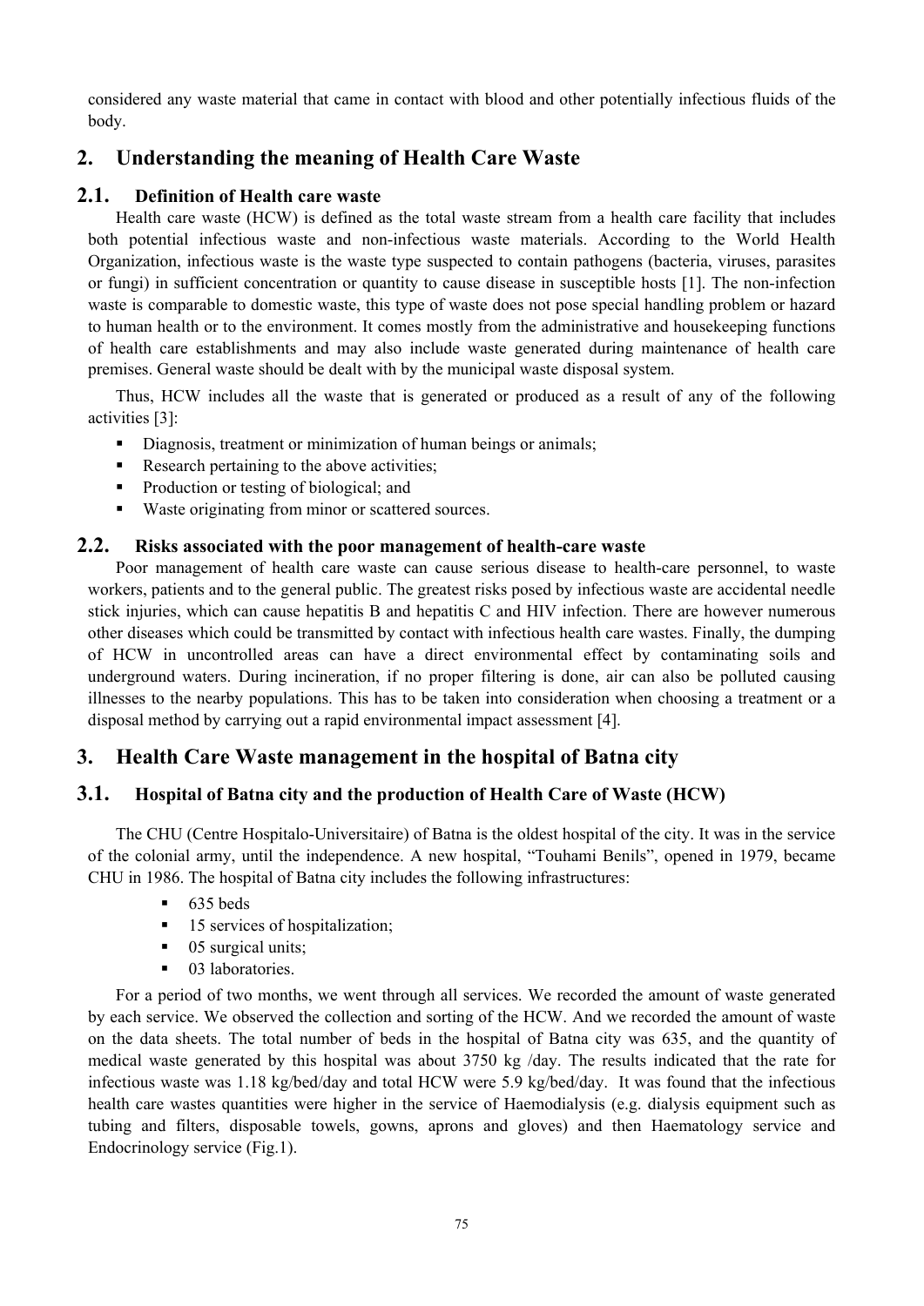considered any waste material that came in contact with blood and other potentially infectious fluids of the body.

## 2. Understanding the meaning of Health Care Waste

### 2.1. Definition of Health care waste

Health care waste (HCW) is defined as the total waste stream from a health care facility that includes both potential infectious waste and non-infectious waste materials. According to the World Health Organization, infectious waste is the waste type suspected to contain pathogens (bacteria, viruses, parasites or fungi) in sufficient concentration or quantity to cause disease in susceptible hosts [1]. The non-infection waste is comparable to domestic waste, this type of waste does not pose special handling problem or hazard to human health or to the environment. It comes mostly from the administrative and housekeeping functions of health care establishments and may also include waste generated during maintenance of health care premises. General waste should be dealt with by the municipal waste disposal system.

Thus, HCW includes all the waste that is generated or produced as a result of any of the following activities [3]:

- Diagnosis, treatment or minimization of human beings or animals;
- Research pertaining to the above activities;
- Production or testing of biological; and
- Waste originating from minor or scattered sources.

### 2.2. Risks associated with the poor management of health-care waste

Poor management of health care waste can cause serious disease to health-care personnel, to waste workers, patients and to the general public. The greatest risks posed by infectious waste are accidental needle stick injuries, which can cause hepatitis B and hepatitis C and HIV infection. There are however numerous other diseases which could be transmitted by contact with infectious health care wastes. Finally, the dumping of HCW in uncontrolled areas can have a direct environmental effect by contaminating soils and underground waters. During incineration, if no proper filtering is done, air can also be polluted causing illnesses to the nearby populations. This has to be taken into consideration when choosing a treatment or a disposal method by carrying out a rapid environmental impact assessment [4].

## 3. Health Care Waste management in the hospital of Batna city

### 3.1. Hospital of Batna city and the production of Health Care of Waste (HCW)

The CHU (Centre Hospitalo-Universitaire) of Batna is the oldest hospital of the city. It was in the service of the colonial army, until the independence. A new hospital, "Touhami Benils", opened in 1979, became CHU in 1986. The hospital of Batna city includes the following infrastructures:

- 635 beds
- 15 services of hospitalization;
- 05 surgical units;
- 03 laboratories.

For a period of two months, we went through all services. We recorded the amount of waste generated by each service. We observed the collection and sorting of the HCW. And we recorded the amount of waste on the data sheets. The total number of beds in the hospital of Batna city was 635, and the quantity of medical waste generated by this hospital was about 3750 kg /day. The results indicated that the rate for infectious waste was 1.18 kg/bed/day and total HCW were 5.9 kg/bed/day. It was found that the infectious health care wastes quantities were higher in the service of Haemodialysis (e.g. dialysis equipment such as tubing and filters, disposable towels, gowns, aprons and gloves) and then Haematology service and Endocrinology service (Fig.1).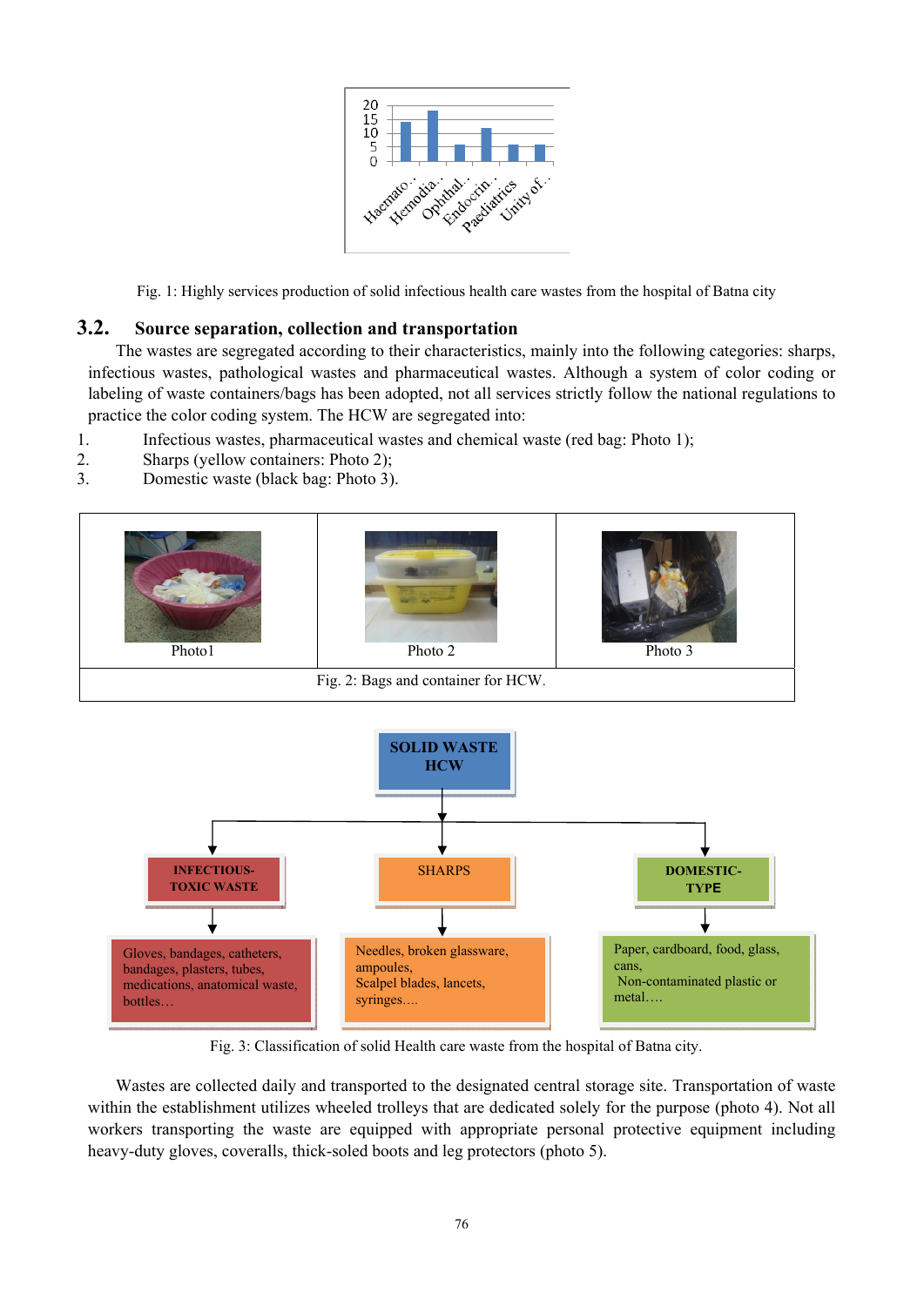Fig. 1: Highly services production of solid infectious health care wastes from the hospital of Batna city

## 3.2. Source separation, collection and transportation

The wastes are segregated according to their characteristics, mainly into the following categories: sharps, infectious wastes, pathological wastes and pharmaceutical wastes. Although a system of color coding or labeling of waste containers/bags has been adopted, not all services strictly follow the national regulations to practice the color coding system. The HCW are segregated into:

1. Infectious wastes, pharmaceutical wastes and chemical waste (red bag: Photo 1);
2. Sharps (yellow containers: Photo 2);
3. Domestic waste (black bag: Photo 3).

| Photo1 | Photo 2 | Photo 3 |
|---|---|---|

Fig. 2: Bags and container for HCW.

Fig. 3: Classification of solid Health care waste from the hospital of Batna city.

Wastes are collected daily and transported to the designated central storage site. Transportation of waste within the establishment utilizes wheeled trolleys that are dedicated solely for the purpose (photo 4). Not all workers transporting the waste are equipped with appropriate personal protective equipment including heavy-duty gloves, coveralls, thick-soled boots and leg protectors (photo 5).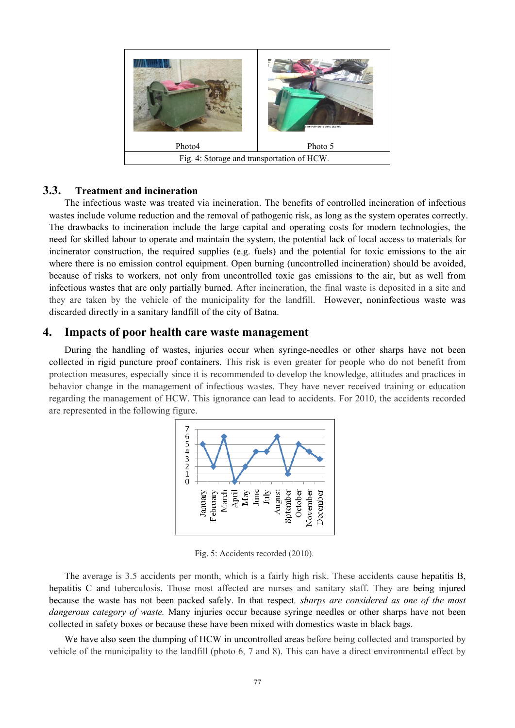| Photo4 | Photo 5 |
|---|---|
| Fig. 4: Storage and transportation of HCW. | |

## 3.3. Treatment and incineration

The infectious waste was treated via incineration. The benefits of controlled incineration of infectious wastes include volume reduction and the removal of pathogenic risk, as long as the system operates correctly. The drawbacks to incineration include the large capital and operating costs for modern technologies, the need for skilled labour to operate and maintain the system, the potential lack of local access to materials for incinerator construction, the required supplies (e.g. fuels) and the potential for toxic emissions to the air where there is no emission control equipment. Open burning (uncontrolled incineration) should be avoided, because of risks to workers, not only from uncontrolled toxic gas emissions to the air, but as well from infectious wastes that are only partially burned. After incineration, the final waste is deposited in a site and they are taken by the vehicle of the municipality for the landfill. However, noninfectious waste was discarded directly in a sanitary landfill of the city of Batna.

# 4. Impacts of poor health care waste management

During the handling of wastes, injuries occur when syringe-needles or other sharps have not been collected in rigid puncture proof containers. This risk is even greater for people who do not benefit from protection measures, especially since it is recommended to develop the knowledge, attitudes and practices in behavior change in the management of infectious wastes. They have never received training or education regarding the management of HCW. This ignorance can lead to accidents. For 2010, the accidents recorded are represented in the following figure.

Fig. 5: Accidents recorded (2010).

The average is 3.5 accidents per month, which is a fairly high risk. These accidents cause hepatitis B, hepatitis C and tuberculosis. Those most affected are nurses and sanitary staff. They are being injured because the waste has not been packed safely. In that respect, *sharps are considered as one of the most dangerous category of waste.* Many injuries occur because syringe needles or other sharps have not been collected in safety boxes or because these have been mixed with domestics waste in black bags.

We have also seen the dumping of HCW in uncontrolled areas before being collected and transported by vehicle of the municipality to the landfill (photo 6, 7 and 8). This can have a direct environmental effect by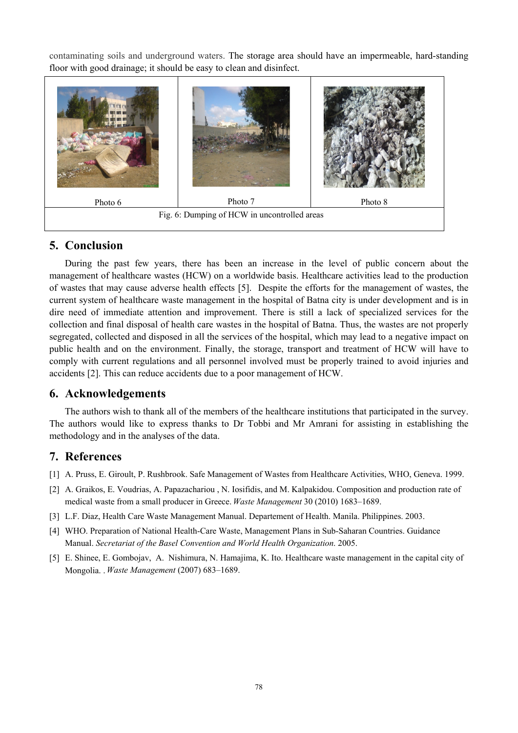contaminating soils and underground waters. The storage area should have an impermeable, hard-standing floor with good drainage; it should be easy to clean and disinfect.

Photo 6

Photo 7

Photo 8

Fig. 6: Dumping of HCW in uncontrolled areas

## 5. Conclusion

During the past few years, there has been an increase in the level of public concern about the management of healthcare wastes (HCW) on a worldwide basis. Healthcare activities lead to the production of wastes that may cause adverse health effects [5]. Despite the efforts for the management of wastes, the current system of healthcare waste management in the hospital of Batna city is under development and is in dire need of immediate attention and improvement. There is still a lack of specialized services for the collection and final disposal of health care wastes in the hospital of Batna. Thus, the wastes are not properly segregated, collected and disposed in all the services of the hospital, which may lead to a negative impact on public health and on the environment. Finally, the storage, transport and treatment of HCW will have to comply with current regulations and all personnel involved must be properly trained to avoid injuries and accidents [2]. This can reduce accidents due to a poor management of HCW.

## 6. Acknowledgements

The authors wish to thank all of the members of the healthcare institutions that participated in the survey. The authors would like to express thanks to Dr Tobbi and Mr Amrani for assisting in establishing the methodology and in the analyses of the data.

## 7. References

[1] A. Pruss, E. Giroult, P. Rushbrook. Safe Management of Wastes from Healthcare Activities, WHO, Geneva. 1999.

[2] A. Graikos, E. Voudrias, A. Papazachariou , N. Iosifidis, and M. Kalpakidou. Composition and production rate of medical waste from a small producer in Greece. *Waste Management* 30 (2010) 1683–1689.

[3] L.F. Diaz, Health Care Waste Management Manual. Departement of Health. Manila. Philippines. 2003.

[4] WHO. Preparation of National Health-Care Waste, Management Plans in Sub-Saharan Countries. Guidance Manual. *Secretariat of the Basel Convention and World Health Organization*. 2005.

[5] E. Shinee, E. Gombojav, A. Nishimura, N. Hamajima, K. Ito. Healthcare waste management in the capital city of Mongolia. . *Waste Management* (2007) 683–1689.